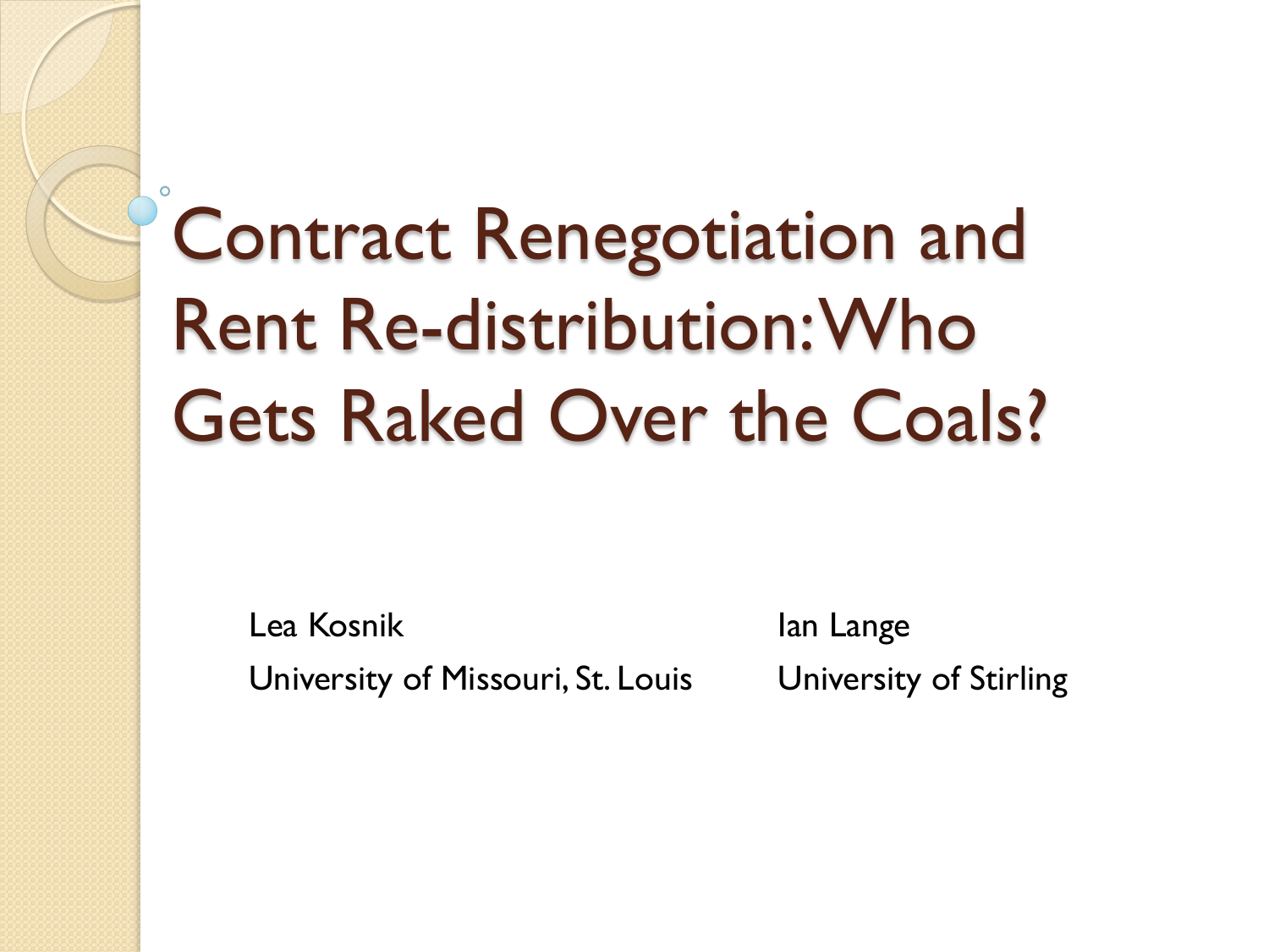# Contract Renegotiation and Rent Re-distribution: Who Gets Raked Over the Coals?

Lea Kosnik
University of Missouri, St. Louis

Ian Lange
University of Stirling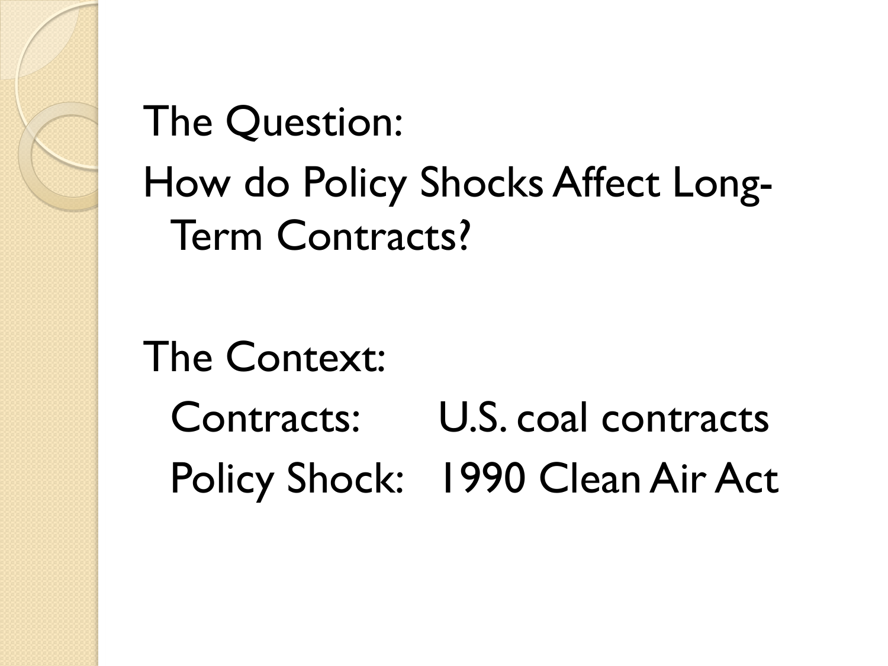The Question:

How do Policy Shocks Affect Long-Term Contracts?

The Context:

- Contracts: U.S. coal contracts
- Policy Shock: 1990 Clean Air Act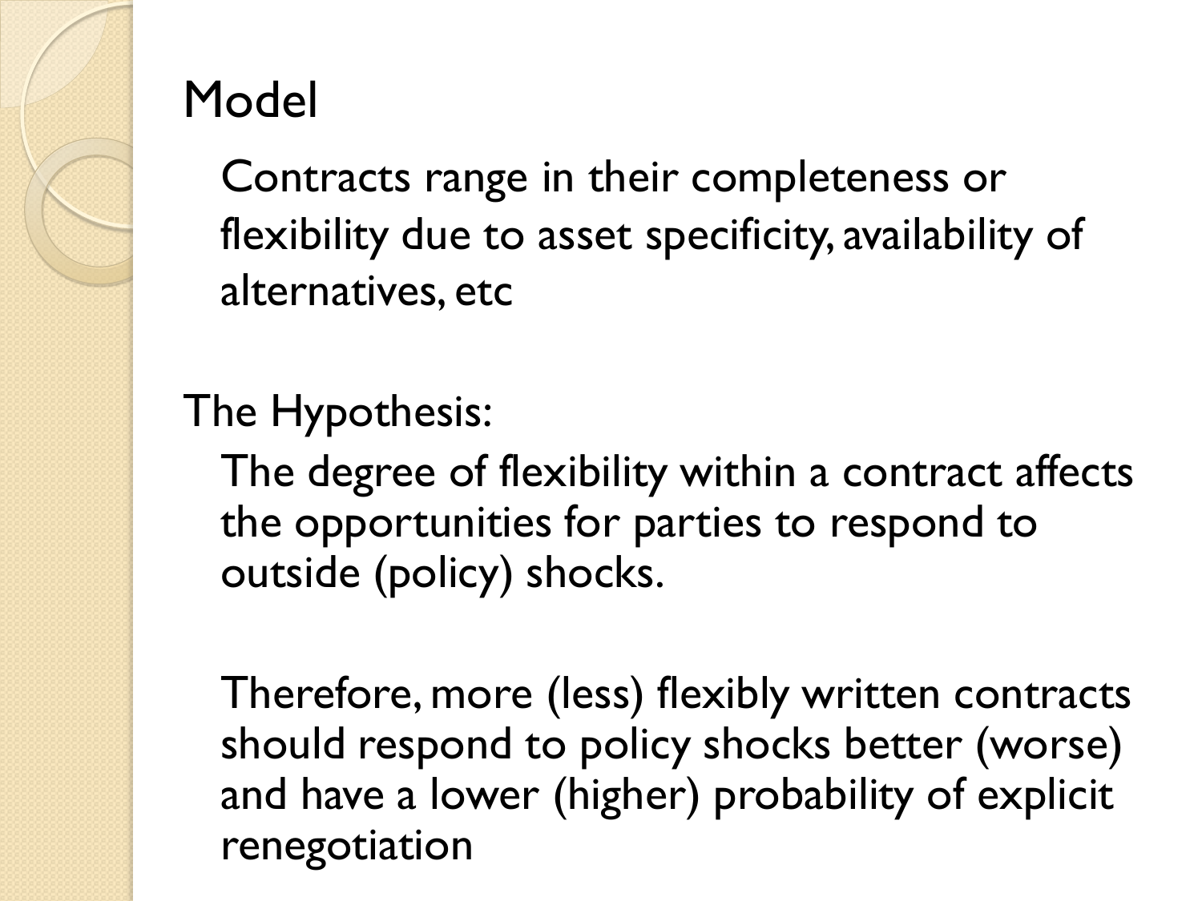## Model

Contracts range in their completeness or flexibility due to asset specificity, availability of alternatives, etc

## The Hypothesis:

The degree of flexibility within a contract affects the opportunities for parties to respond to outside (policy) shocks.

Therefore, more (less) flexibly written contracts should respond to policy shocks better (worse) and have a lower (higher) probability of explicit renegotiation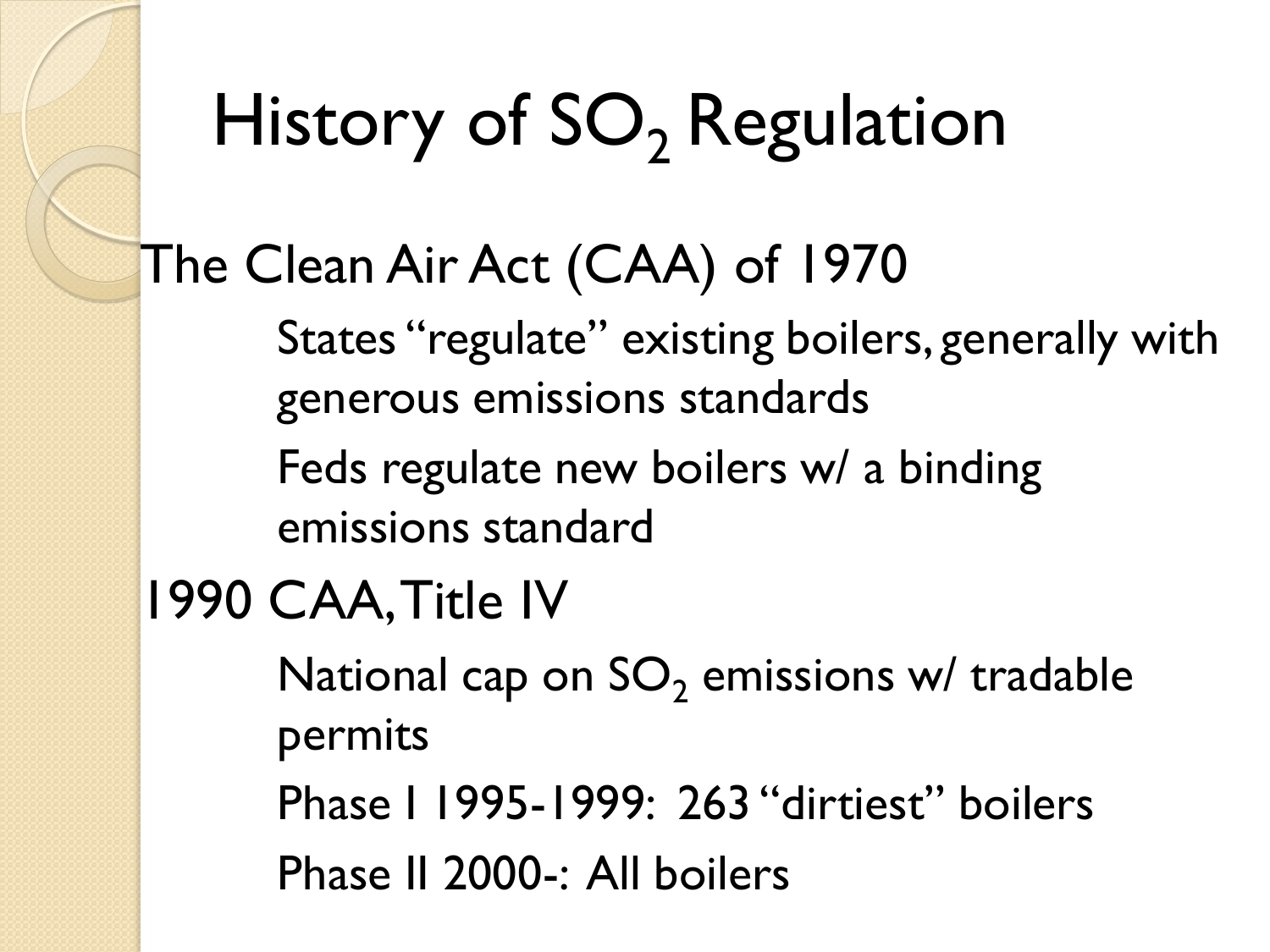# History of $SO_2$ Regulation

The Clean Air Act (CAA) of 1970

- States "regulate" existing boilers, generally with generous emissions standards
- Feds regulate new boilers w/ a binding emissions standard

1990 CAA, Title IV

- National cap on $SO_2$ emissions w/ tradable permits
- Phase I 1995-1999: 263 "dirtiest" boilers
- Phase II 2000-: All boilers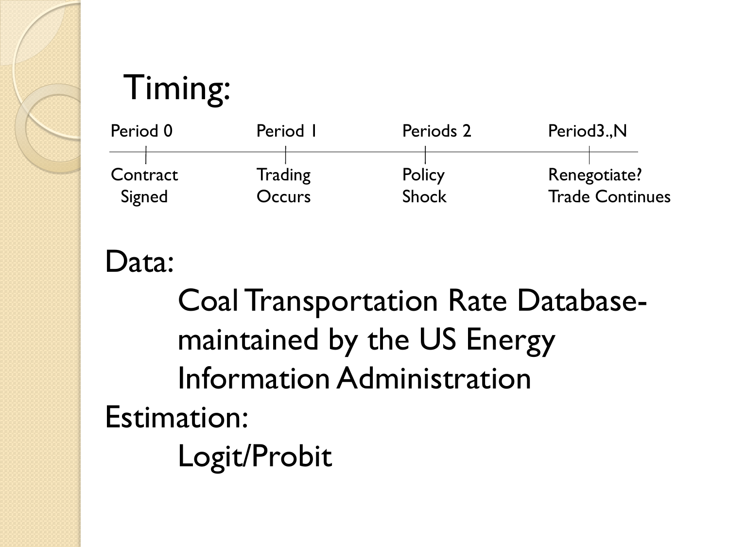## Timing:

| Period 0 | Period 1 | Periods 2 | Period3.,N |
| --- | --- | --- | --- |
| Contract Signed | Trading Occurs | Policy Shock | Renegotiate? Trade Continues |

## Data:

Coal Transportation Rate Database- maintained by the US Energy Information Administration

## Estimation:

Logit/Probit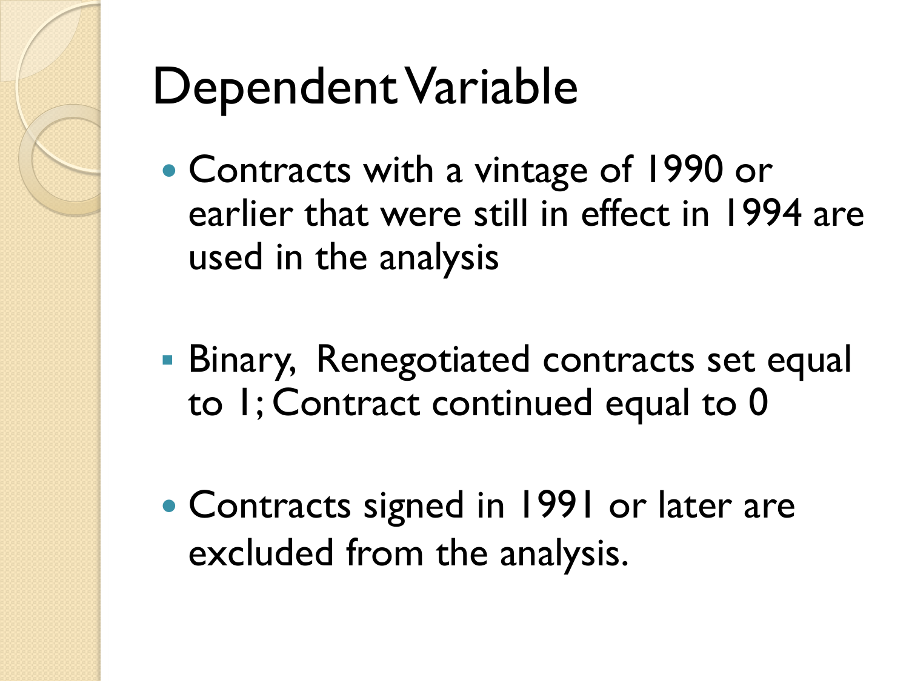# Dependent Variable

- Contracts with a vintage of 1990 or earlier that were still in effect in 1994 are used in the analysis

  - Binary, Renegotiated contracts set equal to 1; Contract continued equal to 0

- Contracts signed in 1991 or later are excluded from the analysis.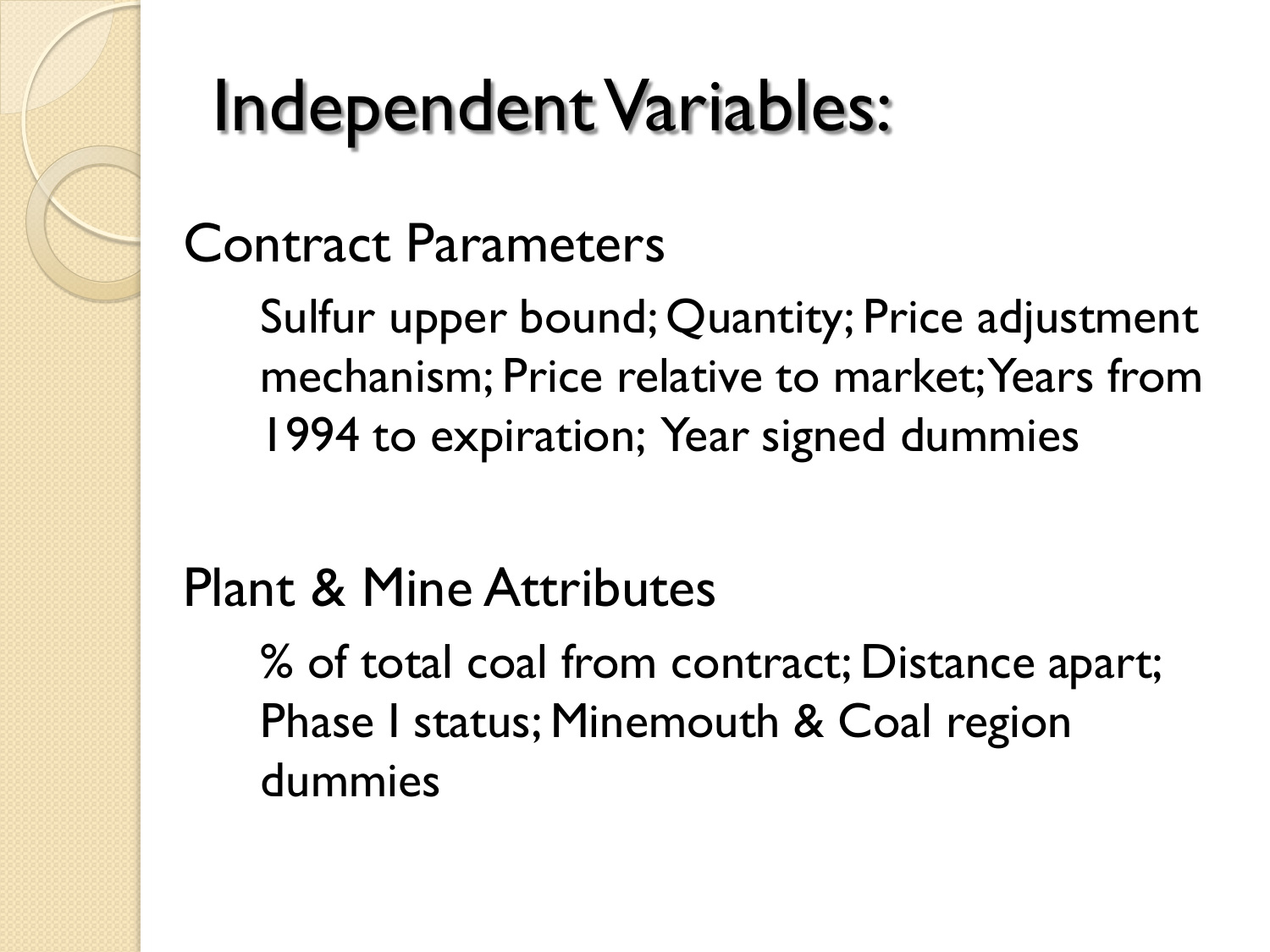# Independent Variables:

## Contract Parameters

Sulfur upper bound; Quantity; Price adjustment mechanism; Price relative to market; Years from 1994 to expiration; Year signed dummies

## Plant & Mine Attributes

% of total coal from contract; Distance apart; Phase I status; Minemouth & Coal region dummies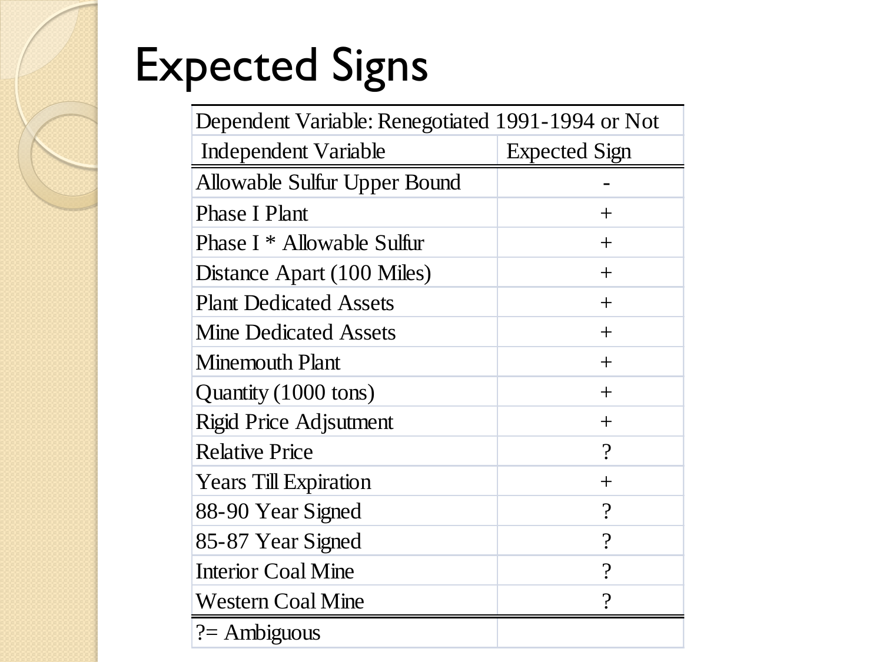# Expected Signs

| Dependent Variable: Renegotiated 1991-1994 or Not | |
|---|---|
| Independent Variable | Expected Sign |
| Allowable Sulfur Upper Bound | - |
| Phase I Plant | + |
| Phase I * Allowable Sulfur | + |
| Distance Apart (100 Miles) | + |
| Plant Dedicated Assets | + |
| Mine Dedicated Assets | + |
| Minemouth Plant | + |
| Quantity (1000 tons) | + |
| Rigid Price Adjsutment | + |
| Relative Price | ? |
| Years Till Expiration | + |
| 88-90 Year Signed | ? |
| 85-87 Year Signed | ? |
| Interior Coal Mine | ? |
| Western Coal Mine | ? |
| ?= Ambiguous | |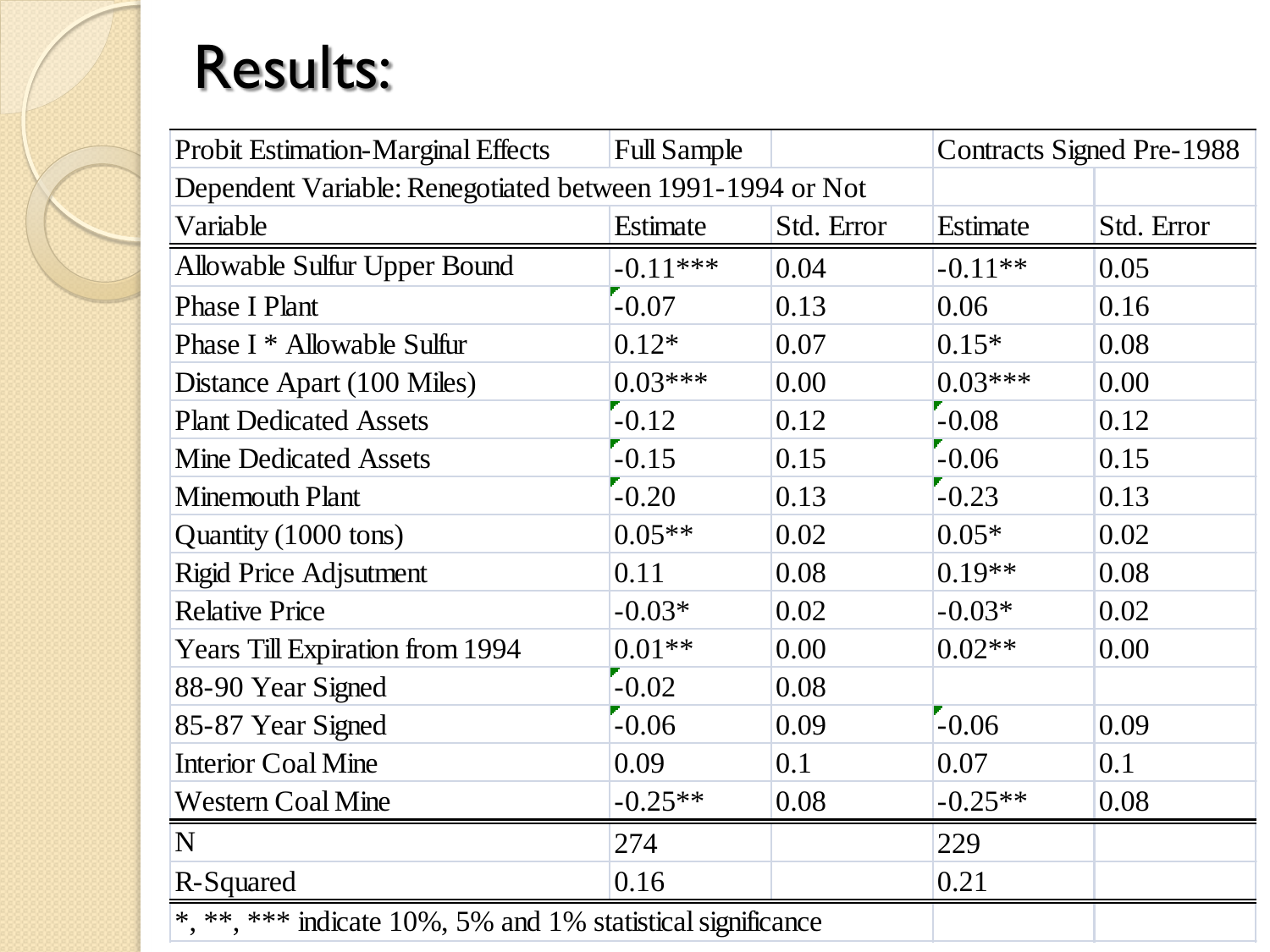# Results:

| Probit Estimation-Marginal Effects | Full Sample | | Contracts Signed Pre-1988 | |
|---|---|---|---|---|
| Dependent Variable: Renegotiated between 1991-1994 or Not | | | | |
| Variable | Estimate | Std. Error | Estimate | Std. Error |
| Allowable Sulfur Upper Bound | -0.11*** | 0.04 | -0.11** | 0.05 |
| Phase I Plant | -0.07 | 0.13 | 0.06 | 0.16 |
| Phase I * Allowable Sulfur | 0.12* | 0.07 | 0.15* | 0.08 |
| Distance Apart (100 Miles) | 0.03*** | 0.00 | 0.03*** | 0.00 |
| Plant Dedicated Assets | -0.12 | 0.12 | -0.08 | 0.12 |
| Mine Dedicated Assets | -0.15 | 0.15 | -0.06 | 0.15 |
| Minemouth Plant | -0.20 | 0.13 | -0.23 | 0.13 |
| Quantity (1000 tons) | 0.05** | 0.02 | 0.05* | 0.02 |
| Rigid Price Adjsutment | 0.11 | 0.08 | 0.19** | 0.08 |
| Relative Price | -0.03* | 0.02 | -0.03* | 0.02 |
| Years Till Expiration from 1994 | 0.01** | 0.00 | 0.02** | 0.00 |
| 88-90 Year Signed | -0.02 | 0.08 | | |
| 85-87 Year Signed | -0.06 | 0.09 | -0.06 | 0.09 |
| Interior Coal Mine | 0.09 | 0.1 | 0.07 | 0.1 |
| Western Coal Mine | -0.25** | 0.08 | -0.25** | 0.08 |
| N | 274 | | 229 | |
| R-Squared | 0.16 | | 0.21 | |
| *, **, *** indicate 10%, 5% and 1% statistical significance | | | | |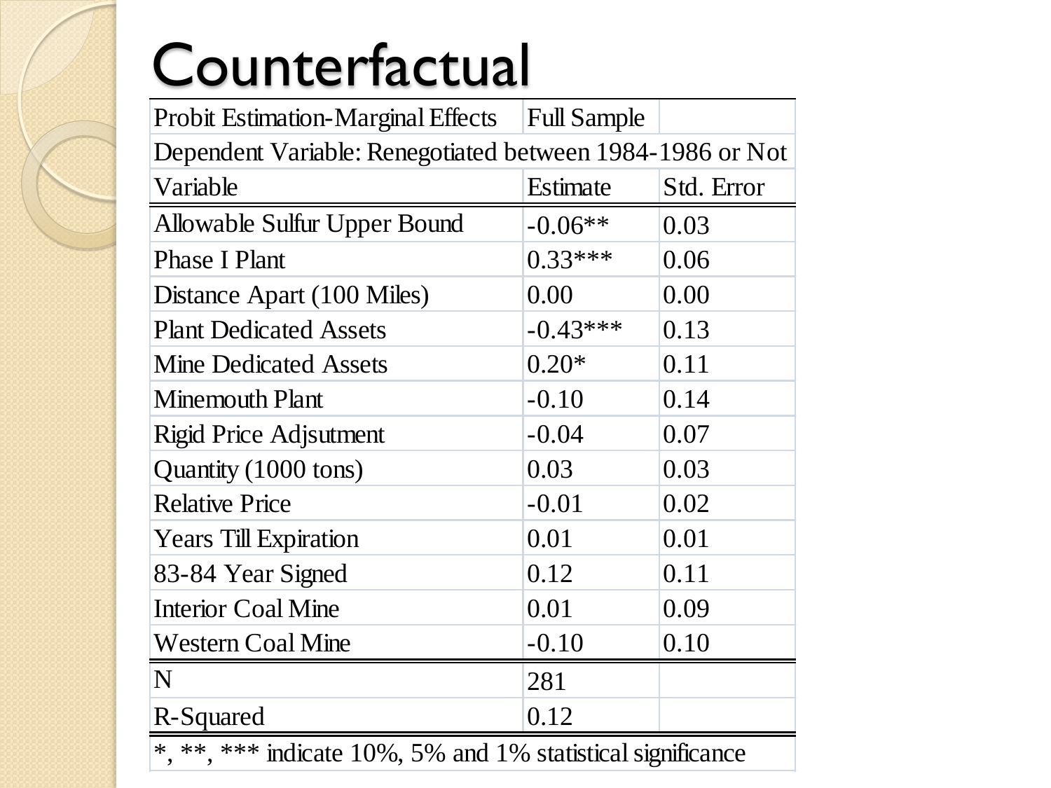# Counterfactual

| Probit Estimation-Marginal Effects | Full Sample | |
|---|---|---|
| Dependent Variable: Renegotiated between 1984-1986 or Not | | |
| Variable | Estimate | Std. Error |
| Allowable Sulfur Upper Bound | -0.06** | 0.03 |
| Phase I Plant | 0.33*** | 0.06 |
| Distance Apart (100 Miles) | 0.00 | 0.00 |
| Plant Dedicated Assets | -0.43*** | 0.13 |
| Mine Dedicated Assets | 0.20* | 0.11 |
| Minemouth Plant | -0.10 | 0.14 |
| Rigid Price Adjsutment | -0.04 | 0.07 |
| Quantity (1000 tons) | 0.03 | 0.03 |
| Relative Price | -0.01 | 0.02 |
| Years Till Expiration | 0.01 | 0.01 |
| 83-84 Year Signed | 0.12 | 0.11 |
| Interior Coal Mine | 0.01 | 0.09 |
| Western Coal Mine | -0.10 | 0.10 |
| N | 281 | |
| R-Squared | 0.12 | |
| *, **, *** indicate 10%, 5% and 1% statistical significance | | |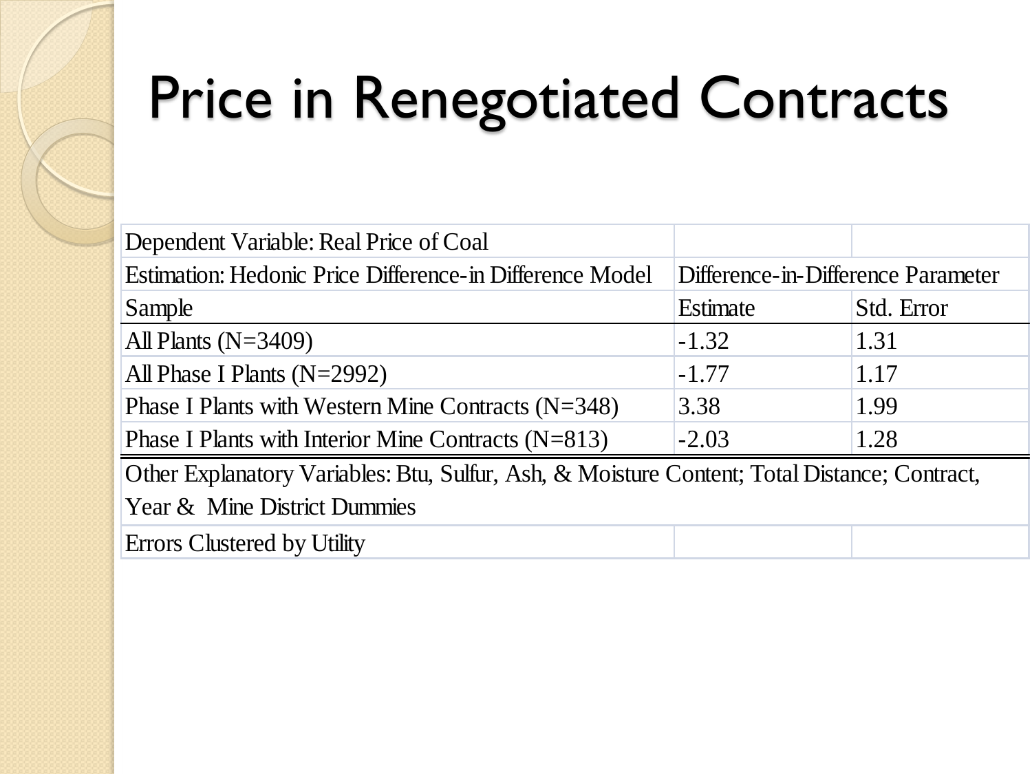# Price in Renegotiated Contracts

| Dependent Variable: Real Price of Coal | | |
|---|---|---|
| Estimation: Hedonic Price Difference-in Difference Model | Difference-in-Difference Parameter | |
| Sample | Estimate | Std. Error |
| All Plants (N=3409) | -1.32 | 1.31 |
| All Phase I Plants (N=2992) | -1.77 | 1.17 |
| Phase I Plants with Western Mine Contracts (N=348) | 3.38 | 1.99 |
| Phase I Plants with Interior Mine Contracts (N=813) | -2.03 | 1.28 |
| Other Explanatory Variables: Btu, Sulfur, Ash, & Moisture Content; Total Distance; Contract, Year & Mine District Dummies | | |
| Errors Clustered by Utility | | |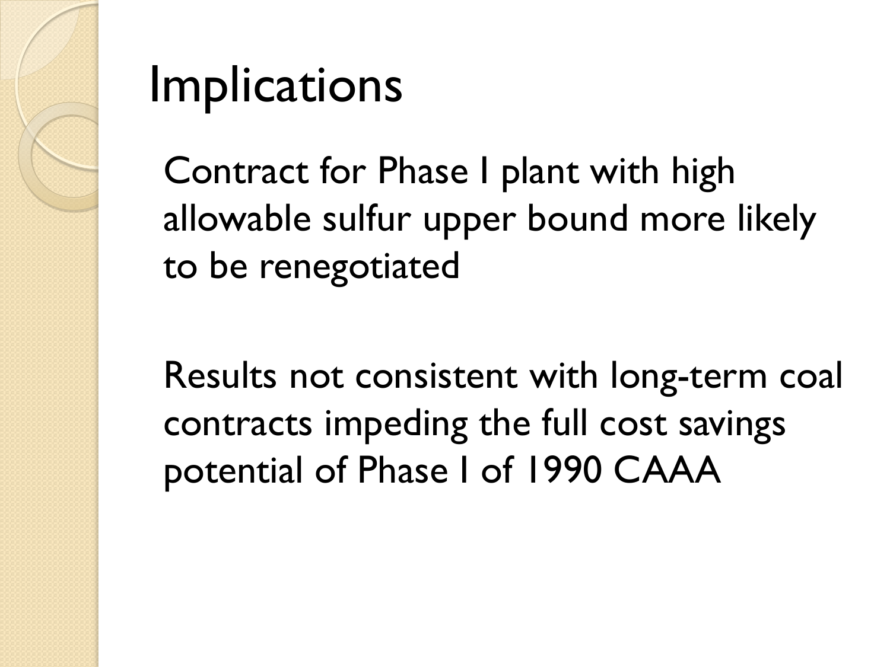# Implications

Contract for Phase I plant with high allowable sulfur upper bound more likely to be renegotiated

Results not consistent with long-term coal contracts impeding the full cost savings potential of Phase I of 1990 CAAA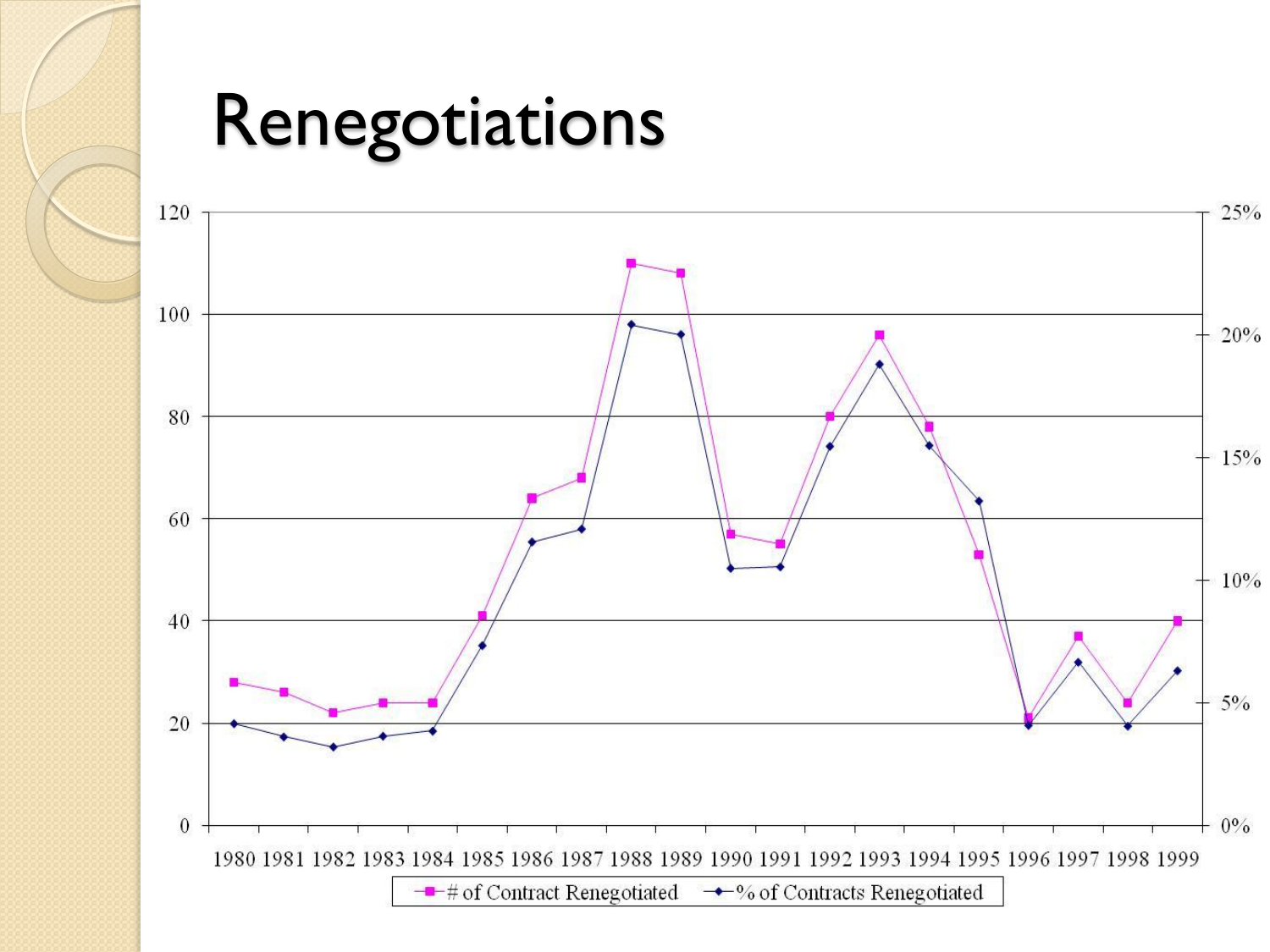# Renegotiations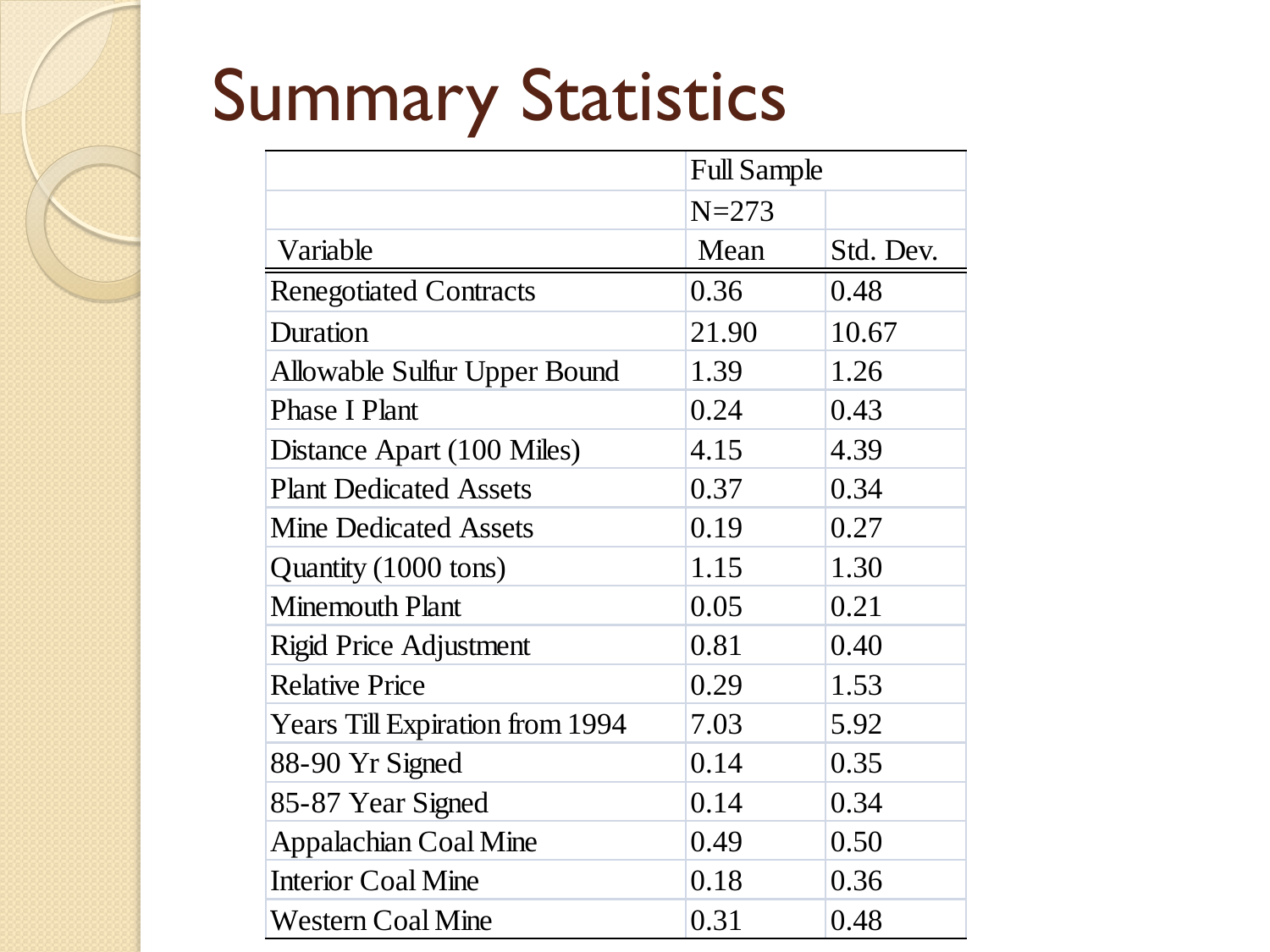# Summary Statistics

| | Full Sample | |
|---|---|---|
| | N=273 | |
| Variable | Mean | Std. Dev. |
| Renegotiated Contracts | 0.36 | 0.48 |
| Duration | 21.90 | 10.67 |
| Allowable Sulfur Upper Bound | 1.39 | 1.26 |
| Phase I Plant | 0.24 | 0.43 |
| Distance Apart (100 Miles) | 4.15 | 4.39 |
| Plant Dedicated Assets | 0.37 | 0.34 |
| Mine Dedicated Assets | 0.19 | 0.27 |
| Quantity (1000 tons) | 1.15 | 1.30 |
| Minemouth Plant | 0.05 | 0.21 |
| Rigid Price Adjustment | 0.81 | 0.40 |
| Relative Price | 0.29 | 1.53 |
| Years Till Expiration from 1994 | 7.03 | 5.92 |
| 88-90 Yr Signed | 0.14 | 0.35 |
| 85-87 Year Signed | 0.14 | 0.34 |
| Appalachian Coal Mine | 0.49 | 0.50 |
| Interior Coal Mine | 0.18 | 0.36 |
| Western Coal Mine | 0.31 | 0.48 |